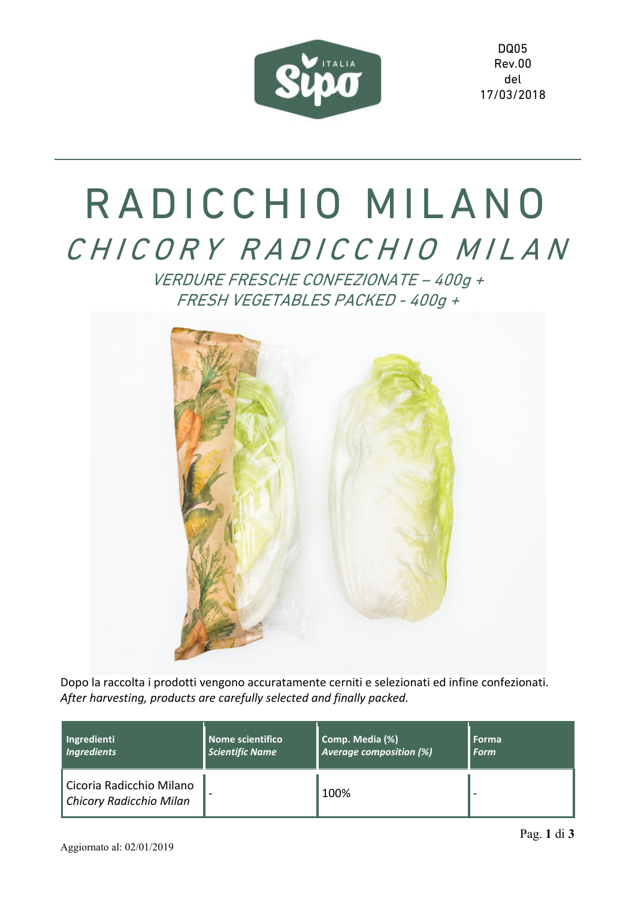DQ05
Rev.00
del
17/03/2018

# RADICCHIO MILANO

## *CHICORY RADICCHIO MILAN*

*VERDURE FRESCHE CONFEZIONATE – 400g +*
*FRESH VEGETABLES PACKED - 400g +*

Dopo la raccolta i prodotti vengono accuratamente cerniti e selezionati ed infine confezionati.
*After harvesting, products are carefully selected and finally packed.*

| **Ingredienti** *Ingredients* | **Nome scientifico** *Scientific Name* | **Comp. Media (%)** *Average composition (%)* | **Forma** *Form* |
|---|---|---|---|
| Cicoria Radicchio Milano *Chicory Radicchio Milan* | - | 100% | - |

Aggiornato al: 02/01/2019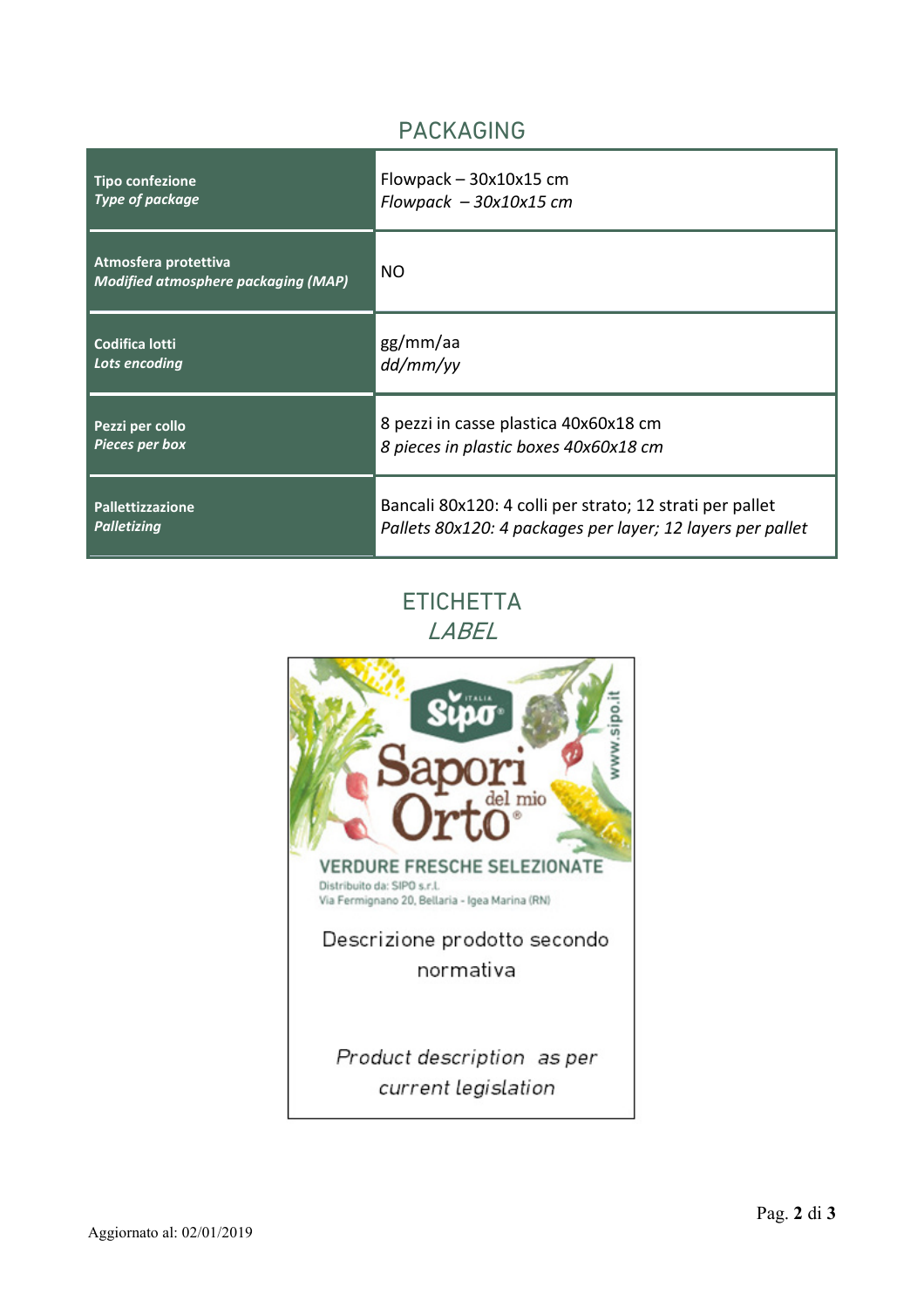## PACKAGING

| | |
|---|---|
| **Tipo confezione**<br>***Type of package*** | Flowpack – 30x10x15 cm<br>*Flowpack – 30x10x15 cm* |
| **Atmosfera protettiva**<br>***Modified atmosphere packaging (MAP)*** | NO |
| **Codifica lotti**<br>***Lots encoding*** | gg/mm/aa<br>*dd/mm/yy* |
| **Pezzi per collo**<br>***Pieces per box*** | 8 pezzi in casse plastica 40x60x18 cm<br>*8 pieces in plastic boxes 40x60x18 cm* |
| **Pallettizzazione**<br>***Palletizing*** | Bancali 80x120: 4 colli per strato; 12 strati per pallet<br>*Pallets 80x120: 4 packages per layer; 12 layers per pallet* |

## ETICHETTA
## *LABEL*

Sipo Italia

Sapori del mio Orto®

www.sipo.it

VERDURE FRESCHE SELEZIONATE

Distribuito da: SIPO s.r.l.
Via Fermignano 20, Bellaria - Igea Marina (RN)

Descrizione prodotto secondo normativa

*Product description as per current legislation*

Aggiornato al: 02/01/2019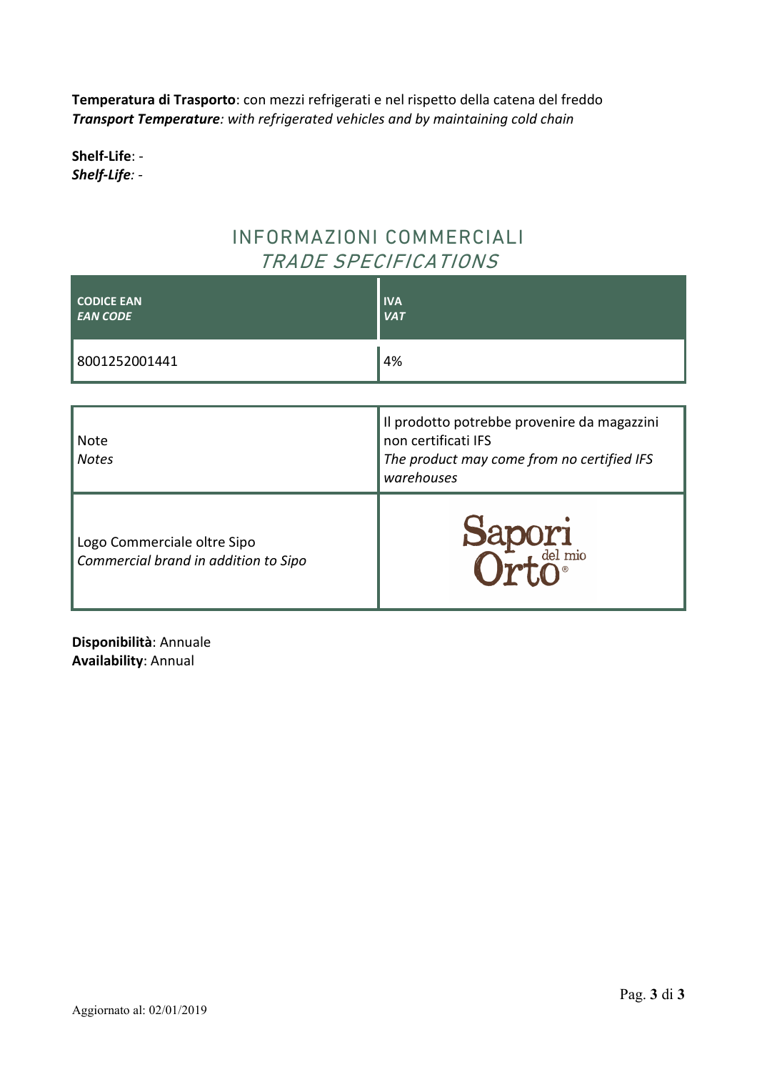**Temperatura di Trasporto**: con mezzi refrigerati e nel rispetto della catena del freddo
***Transport Temperature**: with refrigerated vehicles and by maintaining cold chain*

**Shelf-Life**: -
***Shelf-Life**: -*

## INFORMAZIONI COMMERCIALI
## *TRADE SPECIFICATIONS*

| **CODICE EAN**<br>***EAN CODE*** | **IVA**<br>***VAT*** |
|---|---|
| 8001252001441 | 4% |

| | |
|---|---|
| Note<br>*Notes* | Il prodotto potrebbe provenire da magazzini non certificati IFS<br>*The product may come from no certified IFS warehouses* |
| Logo Commerciale oltre Sipo<br>*Commercial brand in addition to Sipo* | Sapori del mio Orto® |

**Disponibilità**: Annuale
**Availability**: Annual

Aggiornato al: 02/01/2019